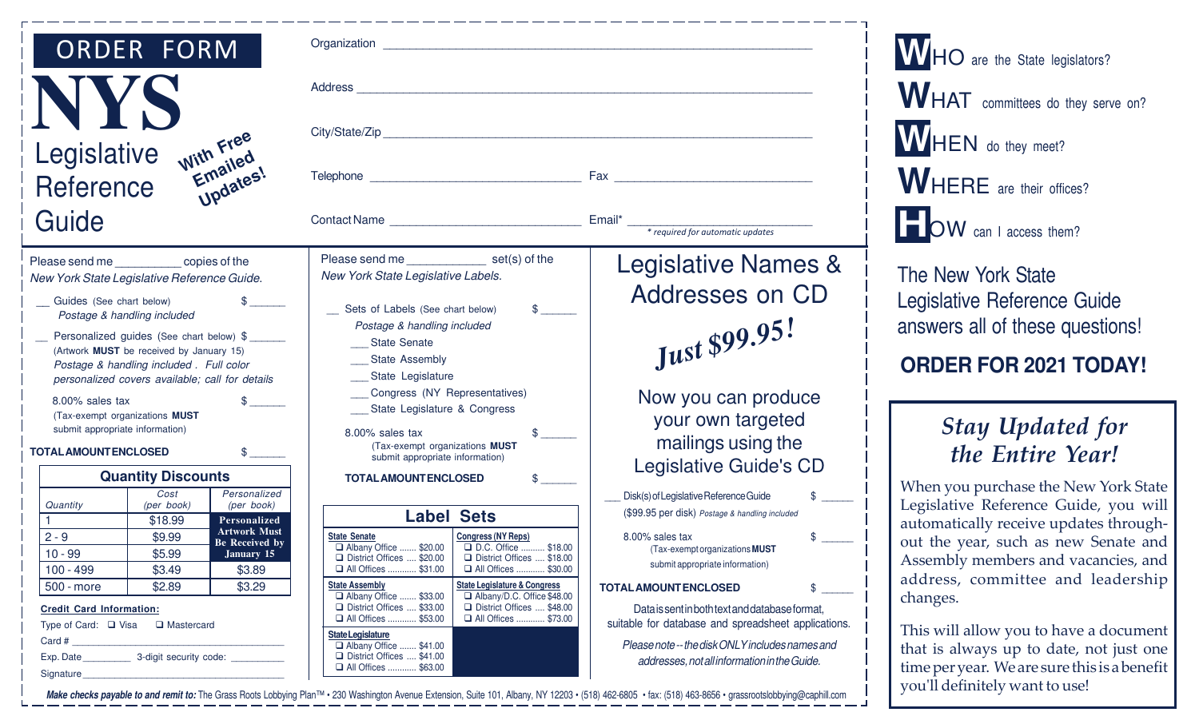# ORDER FORM

# NYS Legislative Reference Guide

*With Free Emailed Updates!*

Organization ____________________

Address ____________________

City/State/Zip ____________________

Telephone ____________________ Fax ____________________

Contact Name ____________________ Email* ____________________

*\* required for automatic updates*

Please send me __________ copies of the *New York State Legislative Reference Guide.*

__ Guides (See chart below) $______
*Postage & handling included*

__ Personalized guides (See chart below) $______
(Artwork **MUST** be received by January 15)
*Postage & handling included. Full color personalized covers available; call for details*

8.00% sales tax $______
(Tax-exempt organizations **MUST** submit appropriate information)

**TOTAL AMOUNT ENCLOSED** $______

**Quantity Discounts**

| Quantity | Cost (per book) | Personalized (per book) |
|---|---|---|
| 1 | $18.99 | **Personalized Artwork Must Be Received by January 15** |
| 2 - 9 | $9.99 | |
| 10 - 99 | $5.99 | |
| 100 - 499 | $3.49 | $3.89 |
| 500 - more | $2.89 | $3.29 |

**Credit Card Information:**

Type of Card: ❑ Visa ❑ Mastercard

Card # ____________________

Exp. Date ________ 3-digit security code: __________

Signature ____________________

Please send me ___________ set(s) of the *New York State Legislative Labels.*

__ Sets of Labels (See chart below) $______
*Postage & handling included*

___ State Senate
___ State Assembly
___ State Legislature
___ Congress (NY Representatives)
___ State Legislature & Congress

8.00% sales tax $______
(Tax-exempt organizations **MUST** submit appropriate information)

**TOTAL AMOUNT ENCLOSED** $______

**Label Sets**

| State Senate | Congress (NY Reps) |
|---|---|
| ❑ Albany Office ....... $20.00 | ❑ D.C. Office .......... $18.00 |
| ❑ District Offices .... $20.00 | ❑ District Offices .... $18.00 |
| ❑ All Offices ............ $31.00 | ❑ All Offices ............ $30.00 |
| **State Assembly** | **State Legislature & Congress** |
| ❑ Albany Office ....... $33.00 | ❑ Albany/D.C. Office $48.00 |
| ❑ District Offices .... $33.00 | ❑ District Offices .... $48.00 |
| ❑ All Offices ............ $53.00 | ❑ All Offices ............ $73.00 |
| **State Legislature** | |
| ❑ Albany Office ....... $41.00 | |
| ❑ District Offices .... $41.00 | |
| ❑ All Offices ............ $63.00 | |

## Legislative Names & Addresses on CD

*Just $99.95!*

Now you can produce your own targeted mailings using the Legislative Guide's CD

___ Disk(s) of Legislative Reference Guide $______
($99.95 per disk) *Postage & handling included*

8.00% sales tax $______
(Tax-exempt organizations **MUST** submit appropriate information)

**TOTAL AMOUNT ENCLOSED** $______

Data is sent in both text and database format, suitable for database and spreadsheet applications.

*Please note -- the disk ONLY includes names and addresses, not all information in the Guide.*

**Make checks payable to and remit to:** The Grass Roots Lobbying Plan™ • 230 Washington Avenue Extension, Suite 101, Albany, NY 12203 • (518) 462-6805 • fax: (518) 463-8656 • grassrootslobbying@caphill.com

**W**HO are the State legislators?

**W**HAT committees do they serve on?

**W**HEN do they meet?

**W**HERE are their offices?

**H**OW can I access them?

The New York State Legislative Reference Guide answers all of these questions!

**ORDER FOR 2021 TODAY!**

## *Stay Updated for the Entire Year!*

When you purchase the New York State Legislative Reference Guide, you will automatically receive updates throughout the year, such as new Senate and Assembly members and vacancies, and address, committee and leadership changes.

This will allow you to have a document that is always up to date, not just one time per year. We are sure this is a benefit you'll definitely want to use!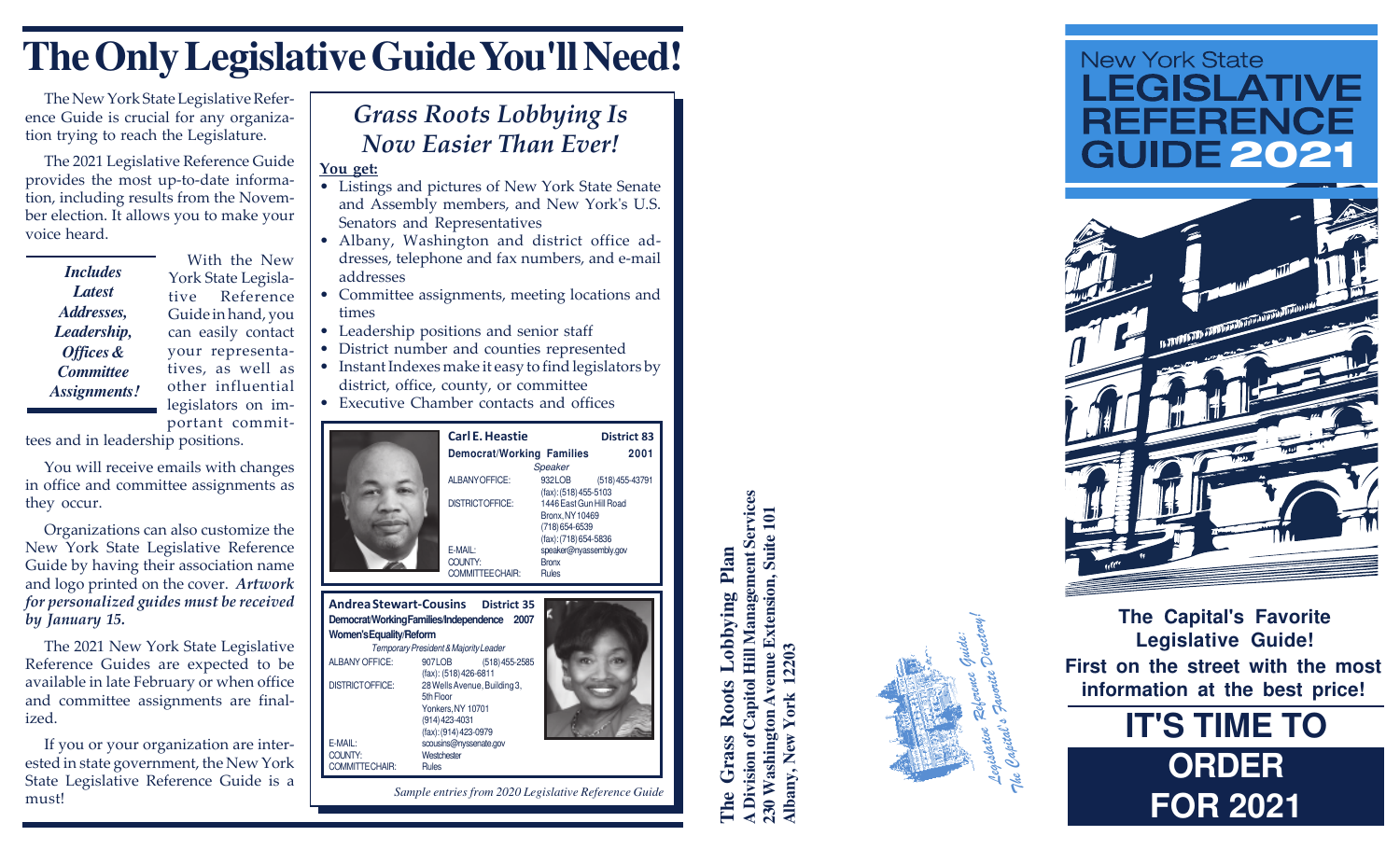# The Only Legislative Guide You'll Need!

The New York State Legislative Reference Guide is crucial for any organization trying to reach the Legislature.

The 2021 Legislative Reference Guide provides the most up-to-date information, including results from the November election. It allows you to make your voice heard.

***Includes Latest Addresses, Leadership, Offices & Committee Assignments!***

With the New York State Legislative Reference Guide in hand, you can easily contact your representatives, as well as other influential legislators on important committees and in leadership positions.

You will receive emails with changes in office and committee assignments as they occur.

Organizations can also customize the New York State Legislative Reference Guide by having their association name and logo printed on the cover. ***Artwork for personalized guides must be received by January 15.***

The 2021 New York State Legislative Reference Guides are expected to be available in late February or when office and committee assignments are finalized.

If you or your organization are interested in state government, the New York State Legislative Reference Guide is a must!

## *Grass Roots Lobbying Is Now Easier Than Ever!*

**You get:**

- Listings and pictures of New York State Senate and Assembly members, and New York's U.S. Senators and Representatives
- Albany, Washington and district office addresses, telephone and fax numbers, and e-mail addresses
- Committee assignments, meeting locations and times
- Leadership positions and senior staff
- District number and counties represented
- Instant Indexes make it easy to find legislators by district, office, county, or committee
- Executive Chamber contacts and offices

**Carl E. Heastie** — **District 83**
**Democrat/Working Families** — **2001**
*Speaker*

ALBANY OFFICE: 932 LOB (518) 455-43791
(fax): (518) 455-5103
DISTRICT OFFICE: 1446 East Gun Hill Road
Bronx, NY 10469
(718) 654-6539
(fax): (718) 654-5836
E-MAIL: speaker@nyassembly.gov
COUNTY: Bronx
COMMITTEE CHAIR: Rules

**Andrea Stewart-Cousins** — **District 35**
**Democrat/Working Families/Independence** — **2007**
**Women's Equality/Reform**
*Temporary President & Majority Leader*

ALBANY OFFICE: 907 LOB (518) 455-2585
(fax): (518) 426-6811
DISTRICT OFFICE: 28 Wells Avenue, Building 3, 5th Floor
Yonkers, NY 10701
(914) 423-4031
(fax): (914) 423-0979
E-MAIL: scousins@nysenate.gov
COUNTY: Westchester
COMMITTEE CHAIR: Rules

*Sample entries from 2020 Legislative Reference Guide*

**The Grass Roots Lobbying Plan**
**A Division of Capitol Hill Management Services**
**230 Washington Avenue Extension, Suite 101**
**Albany, New York 12203**

*Legislative Reference Guide:*
*The Capital's Favorite Directory!*

# New York State LEGISLATIVE REFERENCE GUIDE 2021

**The Capital's Favorite Legislative Guide!**

**First on the street with the most information at the best price!**

# IT'S TIME TO ORDER FOR 2021